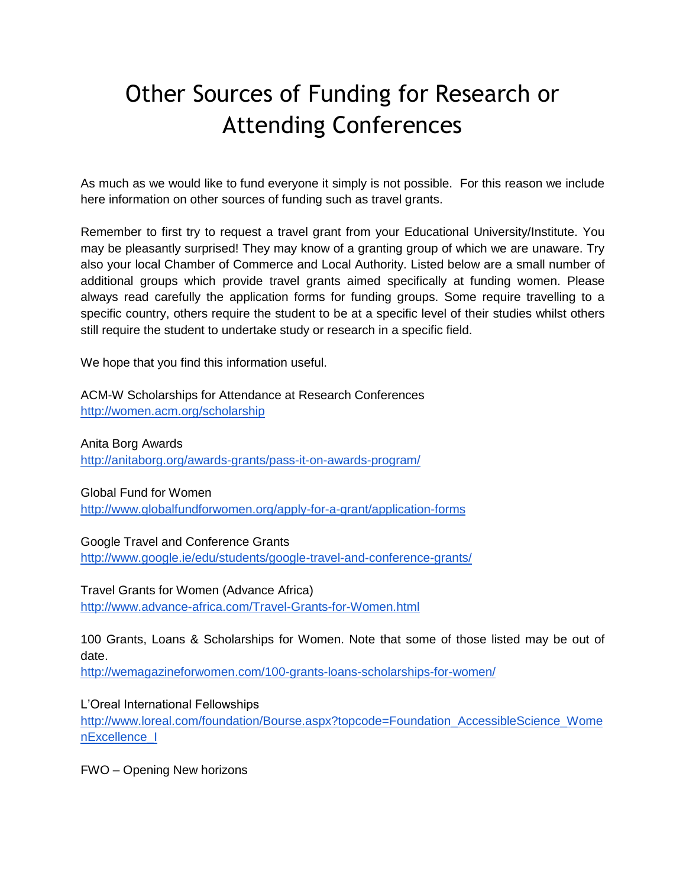# Other Sources of Funding for Research or Attending Conferences

As much as we would like to fund everyone it simply is not possible. For this reason we include here information on other sources of funding such as travel grants.

Remember to first try to request a travel grant from your Educational University/Institute. You may be pleasantly surprised! They may know of a granting group of which we are unaware. Try also your local Chamber of Commerce and Local Authority. Listed below are a small number of additional groups which provide travel grants aimed specifically at funding women. Please always read carefully the application forms for funding groups. Some require travelling to a specific country, others require the student to be at a specific level of their studies whilst others still require the student to undertake study or research in a specific field.

We hope that you find this information useful.

ACM-W Scholarships for Attendance at Research Conferences
http://women.acm.org/scholarship

Anita Borg Awards
http://anitaborg.org/awards-grants/pass-it-on-awards-program/

Global Fund for Women
http://www.globalfundforwomen.org/apply-for-a-grant/application-forms

Google Travel and Conference Grants
http://www.google.ie/edu/students/google-travel-and-conference-grants/

Travel Grants for Women (Advance Africa)
http://www.advance-africa.com/Travel-Grants-for-Women.html

100 Grants, Loans & Scholarships for Women. Note that some of those listed may be out of date.
http://wemagazineforwomen.com/100-grants-loans-scholarships-for-women/

L'Oreal International Fellowships
http://www.loreal.com/foundation/Bourse.aspx?topcode=Foundation_AccessibleScience_WomenExcellence_I

FWO – Opening New horizons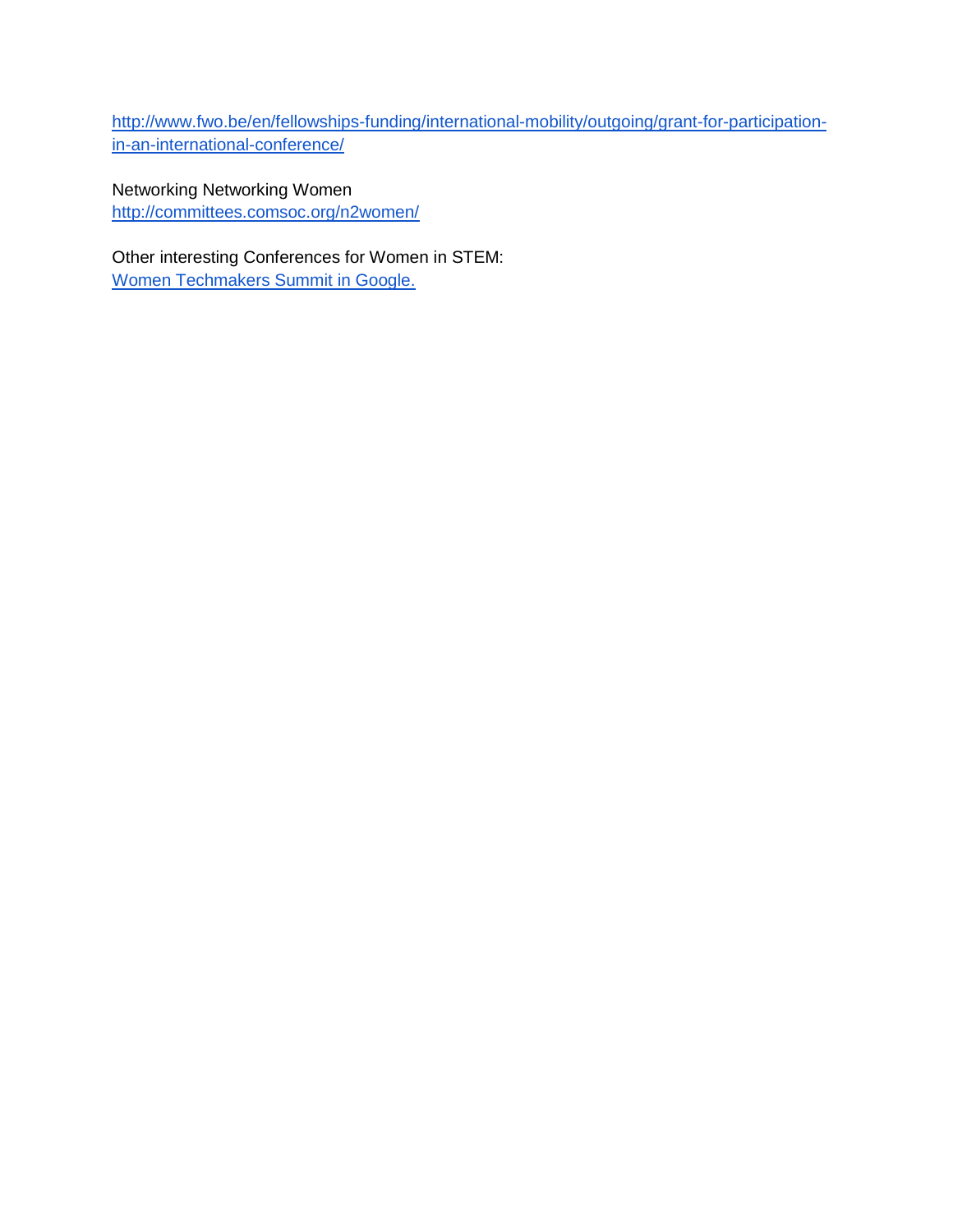http://www.fwo.be/en/fellowships-funding/international-mobility/outgoing/grant-for-participation-in-an-international-conference/

Networking Networking Women
http://committees.comsoc.org/n2women/

Other interesting Conferences for Women in STEM:
Women Techmakers Summit in Google.